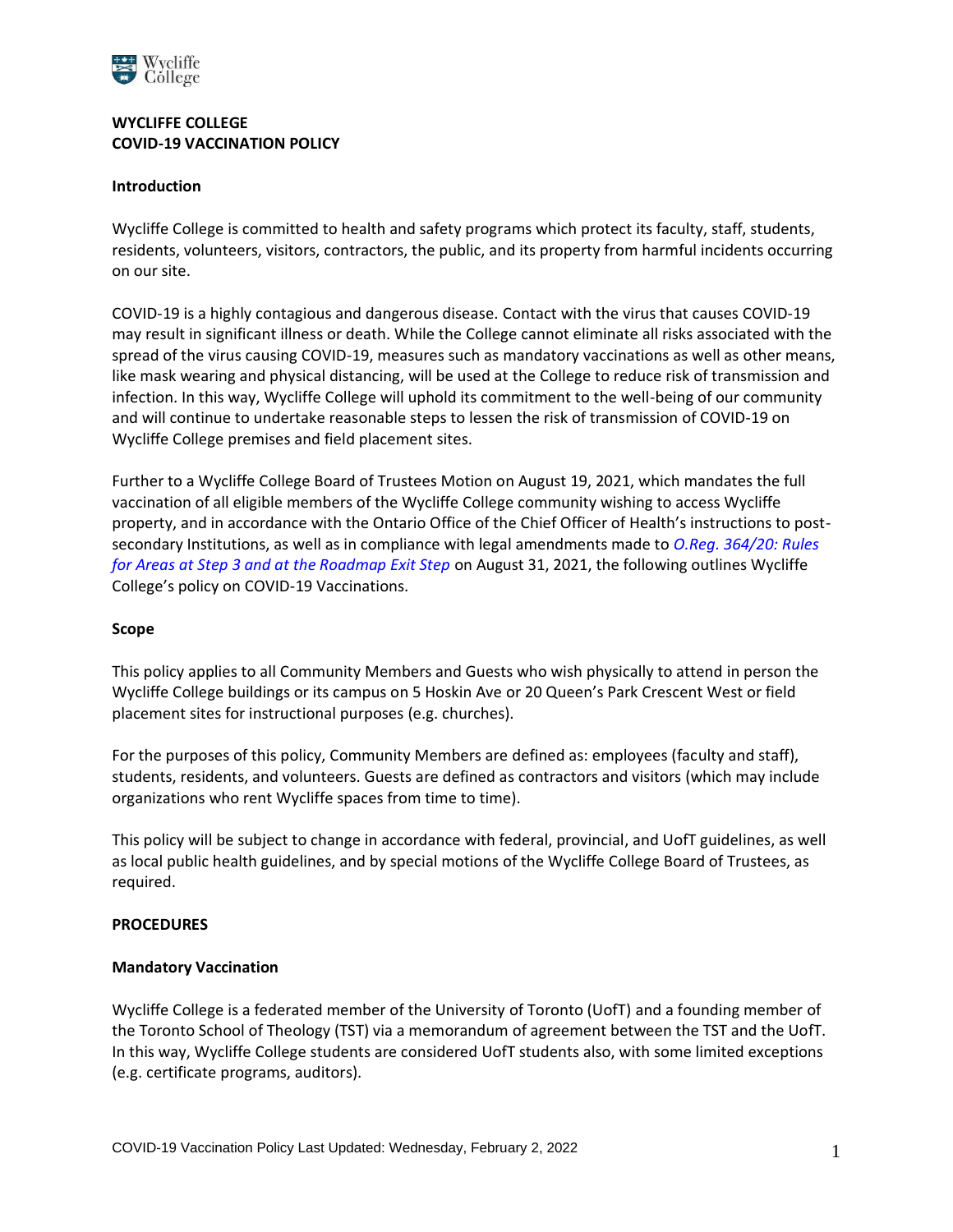# WYCLIFFE COLLEGE
# COVID-19 VACCINATION POLICY

## Introduction

Wycliffe College is committed to health and safety programs which protect its faculty, staff, students, residents, volunteers, visitors, contractors, the public, and its property from harmful incidents occurring on our site.

COVID-19 is a highly contagious and dangerous disease. Contact with the virus that causes COVID-19 may result in significant illness or death. While the College cannot eliminate all risks associated with the spread of the virus causing COVID-19, measures such as mandatory vaccinations as well as other means, like mask wearing and physical distancing, will be used at the College to reduce risk of transmission and infection. In this way, Wycliffe College will uphold its commitment to the well-being of our community and will continue to undertake reasonable steps to lessen the risk of transmission of COVID-19 on Wycliffe College premises and field placement sites.

Further to a Wycliffe College Board of Trustees Motion on August 19, 2021, which mandates the full vaccination of all eligible members of the Wycliffe College community wishing to access Wycliffe property, and in accordance with the Ontario Office of the Chief Officer of Health's instructions to post-secondary Institutions, as well as in compliance with legal amendments made to *O.Reg. 364/20: Rules for Areas at Step 3 and at the Roadmap Exit Step* on August 31, 2021, the following outlines Wycliffe College's policy on COVID-19 Vaccinations.

## Scope

This policy applies to all Community Members and Guests who wish physically to attend in person the Wycliffe College buildings or its campus on 5 Hoskin Ave or 20 Queen's Park Crescent West or field placement sites for instructional purposes (e.g. churches).

For the purposes of this policy, Community Members are defined as: employees (faculty and staff), students, residents, and volunteers. Guests are defined as contractors and visitors (which may include organizations who rent Wycliffe spaces from time to time).

This policy will be subject to change in accordance with federal, provincial, and UofT guidelines, as well as local public health guidelines, and by special motions of the Wycliffe College Board of Trustees, as required.

## PROCEDURES

### Mandatory Vaccination

Wycliffe College is a federated member of the University of Toronto (UofT) and a founding member of the Toronto School of Theology (TST) via a memorandum of agreement between the TST and the UofT. In this way, Wycliffe College students are considered UofT students also, with some limited exceptions (e.g. certificate programs, auditors).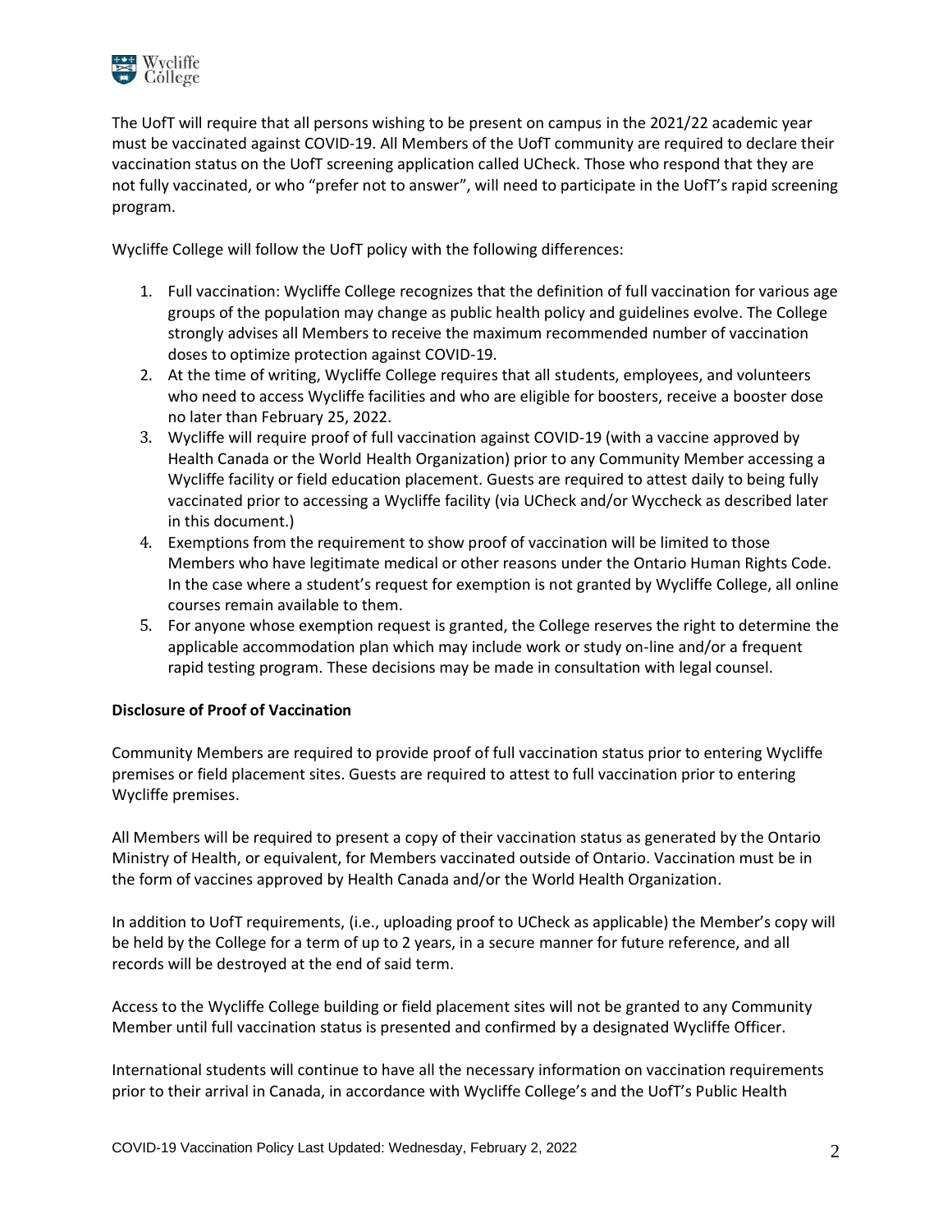The UofT will require that all persons wishing to be present on campus in the 2021/22 academic year must be vaccinated against COVID-19. All Members of the UofT community are required to declare their vaccination status on the UofT screening application called UCheck. Those who respond that they are not fully vaccinated, or who "prefer not to answer", will need to participate in the UofT's rapid screening program.

Wycliffe College will follow the UofT policy with the following differences:

1. Full vaccination: Wycliffe College recognizes that the definition of full vaccination for various age groups of the population may change as public health policy and guidelines evolve. The College strongly advises all Members to receive the maximum recommended number of vaccination doses to optimize protection against COVID-19.
2. At the time of writing, Wycliffe College requires that all students, employees, and volunteers who need to access Wycliffe facilities and who are eligible for boosters, receive a booster dose no later than February 25, 2022.
3. Wycliffe will require proof of full vaccination against COVID-19 (with a vaccine approved by Health Canada or the World Health Organization) prior to any Community Member accessing a Wycliffe facility or field education placement. Guests are required to attest daily to being fully vaccinated prior to accessing a Wycliffe facility (via UCheck and/or Wyccheck as described later in this document.)
4. Exemptions from the requirement to show proof of vaccination will be limited to those Members who have legitimate medical or other reasons under the Ontario Human Rights Code. In the case where a student's request for exemption is not granted by Wycliffe College, all online courses remain available to them.
5. For anyone whose exemption request is granted, the College reserves the right to determine the applicable accommodation plan which may include work or study on-line and/or a frequent rapid testing program. These decisions may be made in consultation with legal counsel.

**Disclosure of Proof of Vaccination**

Community Members are required to provide proof of full vaccination status prior to entering Wycliffe premises or field placement sites. Guests are required to attest to full vaccination prior to entering Wycliffe premises.

All Members will be required to present a copy of their vaccination status as generated by the Ontario Ministry of Health, or equivalent, for Members vaccinated outside of Ontario. Vaccination must be in the form of vaccines approved by Health Canada and/or the World Health Organization.

In addition to UofT requirements, (i.e., uploading proof to UCheck as applicable) the Member's copy will be held by the College for a term of up to 2 years, in a secure manner for future reference, and all records will be destroyed at the end of said term.

Access to the Wycliffe College building or field placement sites will not be granted to any Community Member until full vaccination status is presented and confirmed by a designated Wycliffe Officer.

International students will continue to have all the necessary information on vaccination requirements prior to their arrival in Canada, in accordance with Wycliffe College's and the UofT's Public Health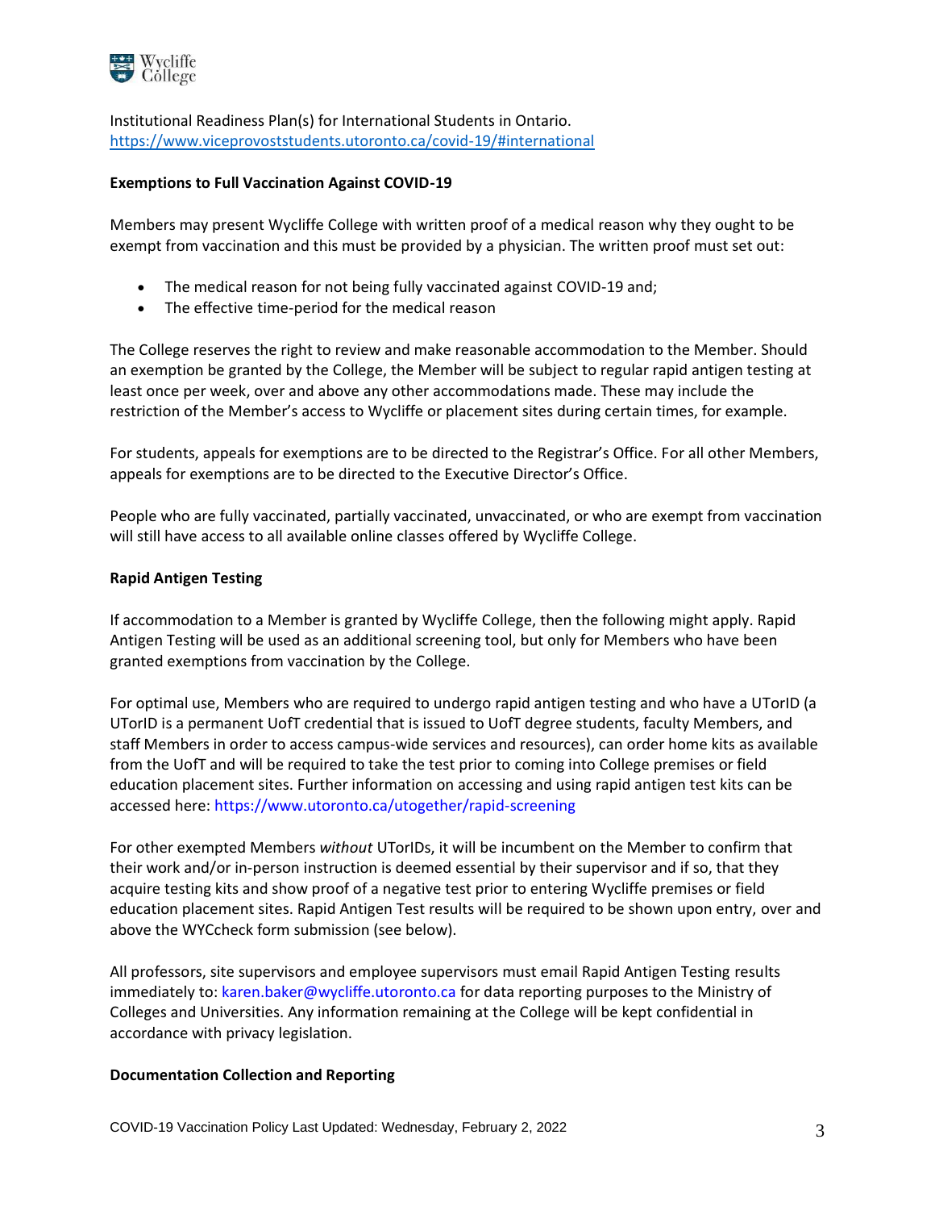Institutional Readiness Plan(s) for International Students in Ontario. https://www.viceprovoststudents.utoronto.ca/covid-19/#international

**Exemptions to Full Vaccination Against COVID-19**

Members may present Wycliffe College with written proof of a medical reason why they ought to be exempt from vaccination and this must be provided by a physician. The written proof must set out:

- The medical reason for not being fully vaccinated against COVID-19 and;
- The effective time-period for the medical reason

The College reserves the right to review and make reasonable accommodation to the Member. Should an exemption be granted by the College, the Member will be subject to regular rapid antigen testing at least once per week, over and above any other accommodations made. These may include the restriction of the Member's access to Wycliffe or placement sites during certain times, for example.

For students, appeals for exemptions are to be directed to the Registrar's Office. For all other Members, appeals for exemptions are to be directed to the Executive Director's Office.

People who are fully vaccinated, partially vaccinated, unvaccinated, or who are exempt from vaccination will still have access to all available online classes offered by Wycliffe College.

**Rapid Antigen Testing**

If accommodation to a Member is granted by Wycliffe College, then the following might apply. Rapid Antigen Testing will be used as an additional screening tool, but only for Members who have been granted exemptions from vaccination by the College.

For optimal use, Members who are required to undergo rapid antigen testing and who have a UTorID (a UTorID is a permanent UofT credential that is issued to UofT degree students, faculty Members, and staff Members in order to access campus-wide services and resources), can order home kits as available from the UofT and will be required to take the test prior to coming into College premises or field education placement sites. Further information on accessing and using rapid antigen test kits can be accessed here: https://www.utoronto.ca/utogether/rapid-screening

For other exempted Members *without* UTorIDs, it will be incumbent on the Member to confirm that their work and/or in-person instruction is deemed essential by their supervisor and if so, that they acquire testing kits and show proof of a negative test prior to entering Wycliffe premises or field education placement sites. Rapid Antigen Test results will be required to be shown upon entry, over and above the WYCcheck form submission (see below).

All professors, site supervisors and employee supervisors must email Rapid Antigen Testing results immediately to: karen.baker@wycliffe.utoronto.ca for data reporting purposes to the Ministry of Colleges and Universities. Any information remaining at the College will be kept confidential in accordance with privacy legislation.

**Documentation Collection and Reporting**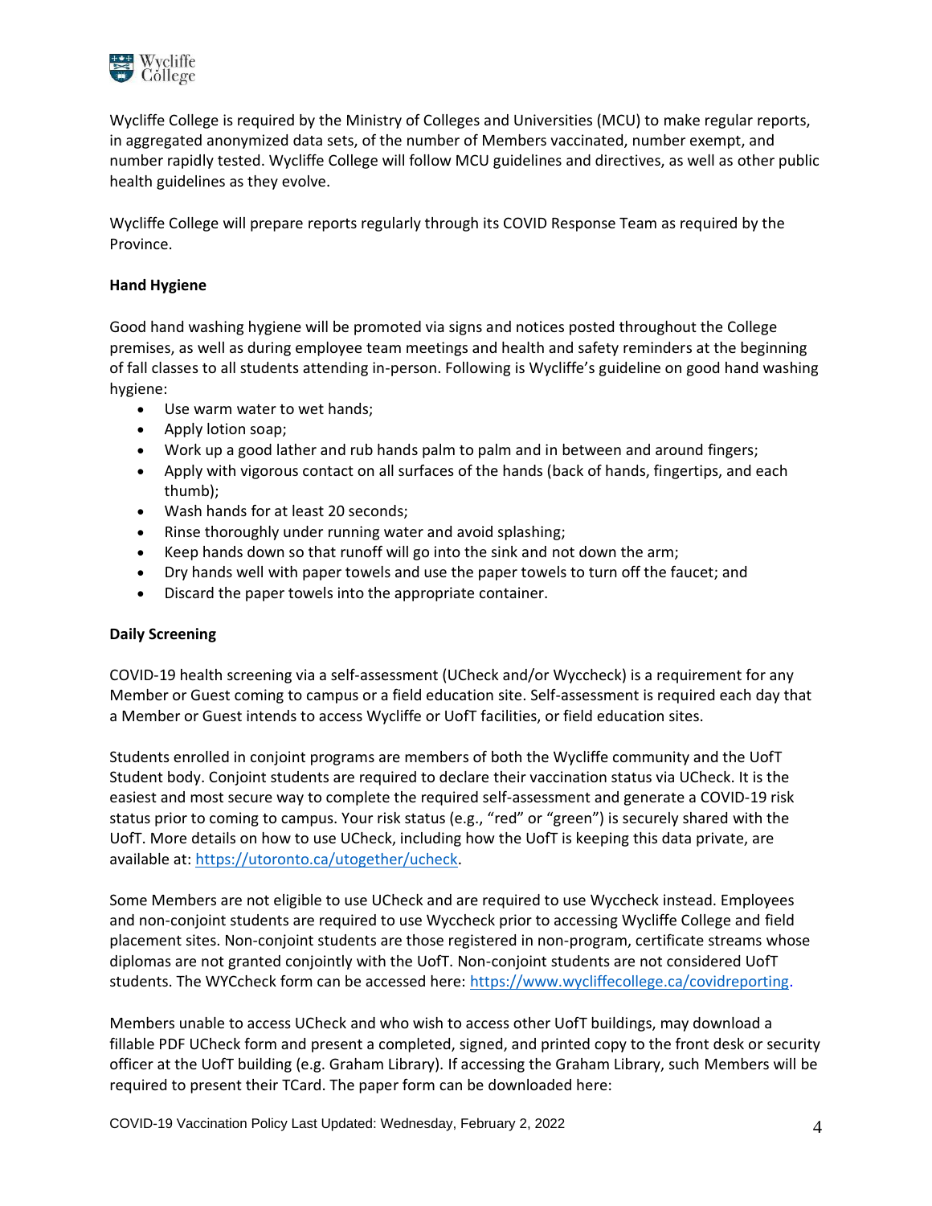Wycliffe College is required by the Ministry of Colleges and Universities (MCU) to make regular reports, in aggregated anonymized data sets, of the number of Members vaccinated, number exempt, and number rapidly tested. Wycliffe College will follow MCU guidelines and directives, as well as other public health guidelines as they evolve.

Wycliffe College will prepare reports regularly through its COVID Response Team as required by the Province.

**Hand Hygiene**

Good hand washing hygiene will be promoted via signs and notices posted throughout the College premises, as well as during employee team meetings and health and safety reminders at the beginning of fall classes to all students attending in-person. Following is Wycliffe's guideline on good hand washing hygiene:

- Use warm water to wet hands;
- Apply lotion soap;
- Work up a good lather and rub hands palm to palm and in between and around fingers;
- Apply with vigorous contact on all surfaces of the hands (back of hands, fingertips, and each thumb);
- Wash hands for at least 20 seconds;
- Rinse thoroughly under running water and avoid splashing;
- Keep hands down so that runoff will go into the sink and not down the arm;
- Dry hands well with paper towels and use the paper towels to turn off the faucet; and
- Discard the paper towels into the appropriate container.

**Daily Screening**

COVID-19 health screening via a self-assessment (UCheck and/or Wyccheck) is a requirement for any Member or Guest coming to campus or a field education site. Self-assessment is required each day that a Member or Guest intends to access Wycliffe or UofT facilities, or field education sites.

Students enrolled in conjoint programs are members of both the Wycliffe community and the UofT Student body. Conjoint students are required to declare their vaccination status via UCheck. It is the easiest and most secure way to complete the required self-assessment and generate a COVID-19 risk status prior to coming to campus. Your risk status (e.g., "red" or "green") is securely shared with the UofT. More details on how to use UCheck, including how the UofT is keeping this data private, are available at: https://utoronto.ca/utogether/ucheck.

Some Members are not eligible to use UCheck and are required to use Wyccheck instead. Employees and non-conjoint students are required to use Wyccheck prior to accessing Wycliffe College and field placement sites. Non-conjoint students are those registered in non-program, certificate streams whose diplomas are not granted conjointly with the UofT. Non-conjoint students are not considered UofT students. The WYCcheck form can be accessed here: https://www.wycliffecollege.ca/covidreporting.

Members unable to access UCheck and who wish to access other UofT buildings, may download a fillable PDF UCheck form and present a completed, signed, and printed copy to the front desk or security officer at the UofT building (e.g. Graham Library). If accessing the Graham Library, such Members will be required to present their TCard. The paper form can be downloaded here: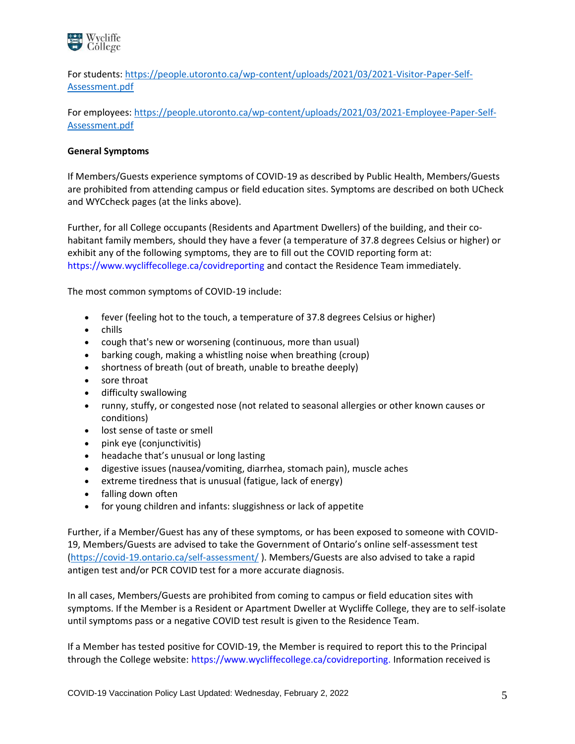For students: [https://people.utoronto.ca/wp-content/uploads/2021/03/2021-Visitor-Paper-Self-Assessment.pdf](https://people.utoronto.ca/wp-content/uploads/2021/03/2021-Visitor-Paper-Self-Assessment.pdf)

For employees: [https://people.utoronto.ca/wp-content/uploads/2021/03/2021-Employee-Paper-Self-Assessment.pdf](https://people.utoronto.ca/wp-content/uploads/2021/03/2021-Employee-Paper-Self-Assessment.pdf)

**General Symptoms**

If Members/Guests experience symptoms of COVID-19 as described by Public Health, Members/Guests are prohibited from attending campus or field education sites. Symptoms are described on both UCheck and WYCcheck pages (at the links above).

Further, for all College occupants (Residents and Apartment Dwellers) of the building, and their co-habitant family members, should they have a fever (a temperature of 37.8 degrees Celsius or higher) or exhibit any of the following symptoms, they are to fill out the COVID reporting form at: https://www.wycliffecollege.ca/covidreporting and contact the Residence Team immediately.

The most common symptoms of COVID-19 include:

- fever (feeling hot to the touch, a temperature of 37.8 degrees Celsius or higher)
- chills
- cough that's new or worsening (continuous, more than usual)
- barking cough, making a whistling noise when breathing (croup)
- shortness of breath (out of breath, unable to breathe deeply)
- sore throat
- difficulty swallowing
- runny, stuffy, or congested nose (not related to seasonal allergies or other known causes or conditions)
- lost sense of taste or smell
- pink eye (conjunctivitis)
- headache that's unusual or long lasting
- digestive issues (nausea/vomiting, diarrhea, stomach pain), muscle aches
- extreme tiredness that is unusual (fatigue, lack of energy)
- falling down often
- for young children and infants: sluggishness or lack of appetite

Further, if a Member/Guest has any of these symptoms, or has been exposed to someone with COVID-19, Members/Guests are advised to take the Government of Ontario's online self-assessment test ([https://covid-19.ontario.ca/self-assessment/](https://covid-19.ontario.ca/self-assessment/) ). Members/Guests are also advised to take a rapid antigen test and/or PCR COVID test for a more accurate diagnosis.

In all cases, Members/Guests are prohibited from coming to campus or field education sites with symptoms. If the Member is a Resident or Apartment Dweller at Wycliffe College, they are to self-isolate until symptoms pass or a negative COVID test result is given to the Residence Team.

If a Member has tested positive for COVID-19, the Member is required to report this to the Principal through the College website: https://www.wycliffecollege.ca/covidreporting. Information received is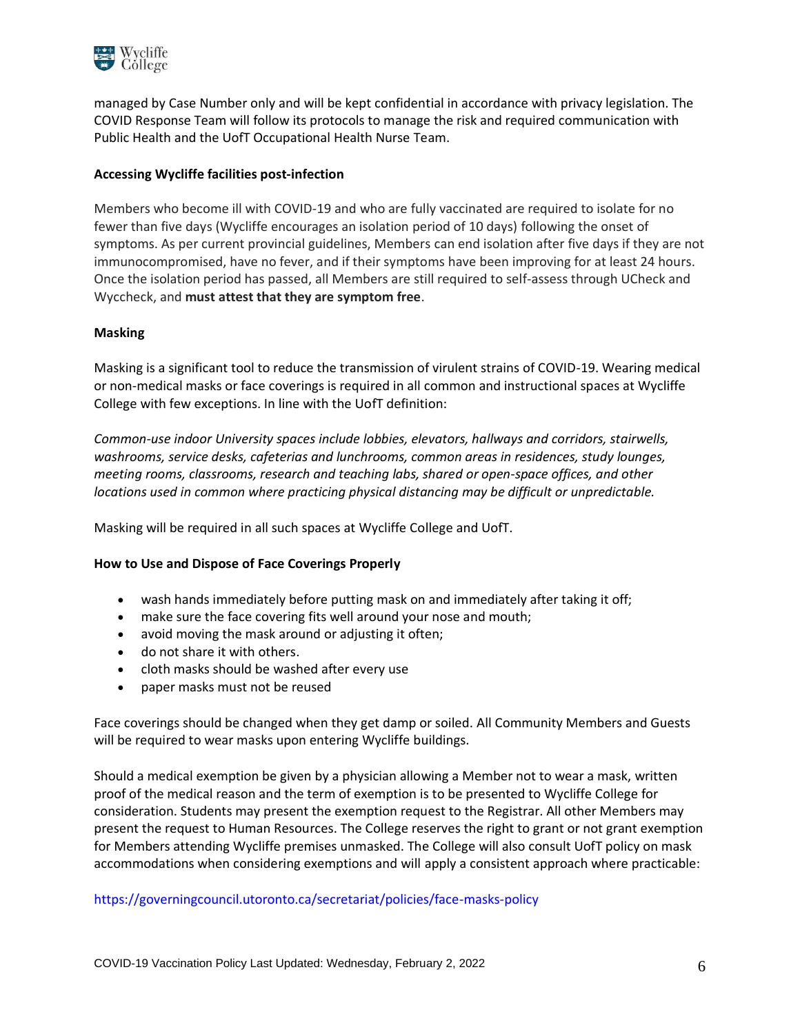managed by Case Number only and will be kept confidential in accordance with privacy legislation. The COVID Response Team will follow its protocols to manage the risk and required communication with Public Health and the UofT Occupational Health Nurse Team.

**Accessing Wycliffe facilities post-infection**

Members who become ill with COVID-19 and who are fully vaccinated are required to isolate for no fewer than five days (Wycliffe encourages an isolation period of 10 days) following the onset of symptoms. As per current provincial guidelines, Members can end isolation after five days if they are not immunocompromised, have no fever, and if their symptoms have been improving for at least 24 hours. Once the isolation period has passed, all Members are still required to self-assess through UCheck and Wyccheck, and **must attest that they are symptom free**.

**Masking**

Masking is a significant tool to reduce the transmission of virulent strains of COVID-19. Wearing medical or non-medical masks or face coverings is required in all common and instructional spaces at Wycliffe College with few exceptions. In line with the UofT definition:

*Common-use indoor University spaces include lobbies, elevators, hallways and corridors, stairwells, washrooms, service desks, cafeterias and lunchrooms, common areas in residences, study lounges, meeting rooms, classrooms, research and teaching labs, shared or open-space offices, and other locations used in common where practicing physical distancing may be difficult or unpredictable.*

Masking will be required in all such spaces at Wycliffe College and UofT.

**How to Use and Dispose of Face Coverings Properly**

- wash hands immediately before putting mask on and immediately after taking it off;
- make sure the face covering fits well around your nose and mouth;
- avoid moving the mask around or adjusting it often;
- do not share it with others.
- cloth masks should be washed after every use
- paper masks must not be reused

Face coverings should be changed when they get damp or soiled. All Community Members and Guests will be required to wear masks upon entering Wycliffe buildings.

Should a medical exemption be given by a physician allowing a Member not to wear a mask, written proof of the medical reason and the term of exemption is to be presented to Wycliffe College for consideration. Students may present the exemption request to the Registrar. All other Members may present the request to Human Resources. The College reserves the right to grant or not grant exemption for Members attending Wycliffe premises unmasked. The College will also consult UofT policy on mask accommodations when considering exemptions and will apply a consistent approach where practicable:

https://governingcouncil.utoronto.ca/secretariat/policies/face-masks-policy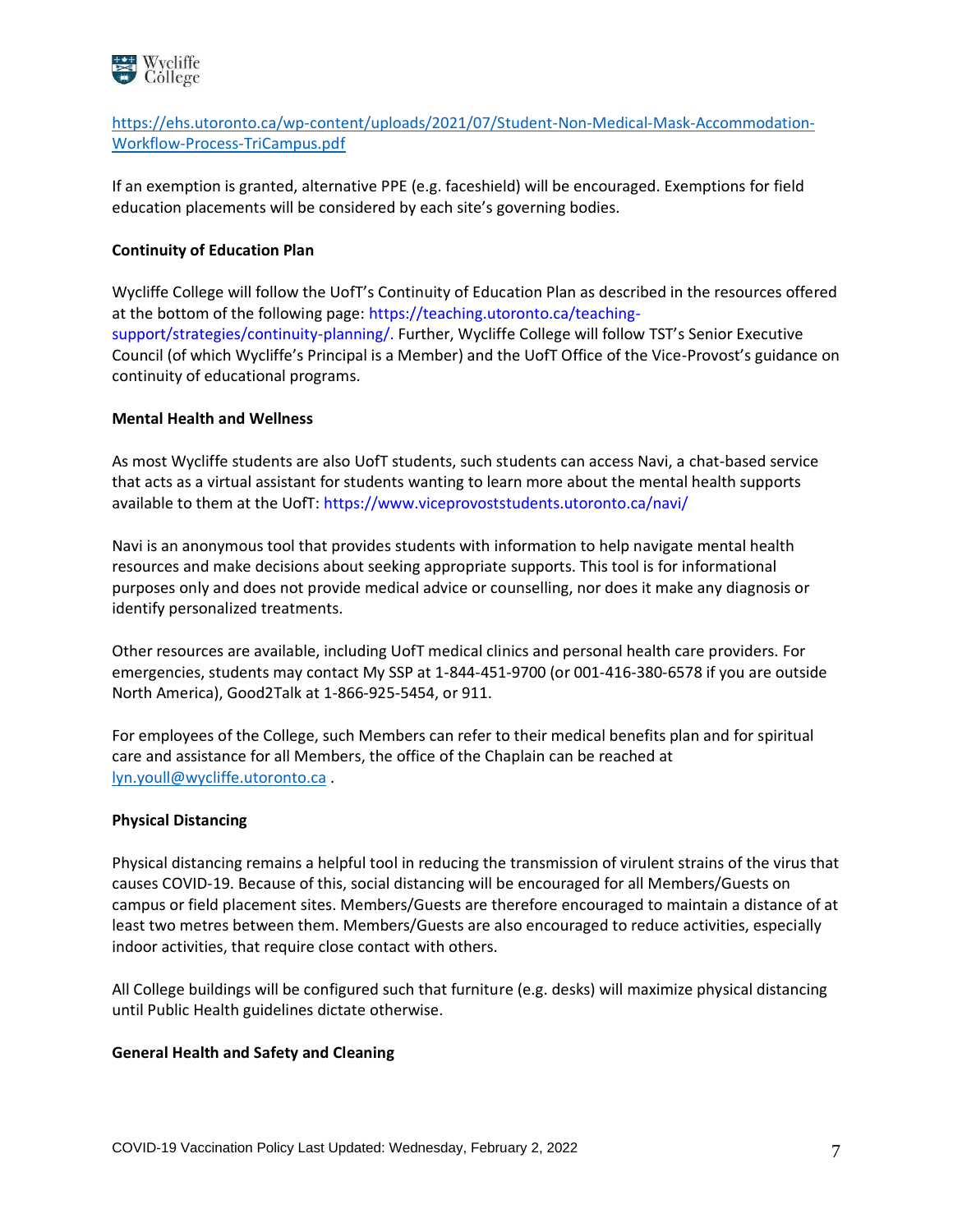https://ehs.utoronto.ca/wp-content/uploads/2021/07/Student-Non-Medical-Mask-Accommodation-Workflow-Process-TriCampus.pdf

If an exemption is granted, alternative PPE (e.g. faceshield) will be encouraged. Exemptions for field education placements will be considered by each site's governing bodies.

**Continuity of Education Plan**

Wycliffe College will follow the UofT's Continuity of Education Plan as described in the resources offered at the bottom of the following page: https://teaching.utoronto.ca/teaching-support/strategies/continuity-planning/. Further, Wycliffe College will follow TST's Senior Executive Council (of which Wycliffe's Principal is a Member) and the UofT Office of the Vice-Provost's guidance on continuity of educational programs.

**Mental Health and Wellness**

As most Wycliffe students are also UofT students, such students can access Navi, a chat-based service that acts as a virtual assistant for students wanting to learn more about the mental health supports available to them at the UofT: https://www.viceprovoststudents.utoronto.ca/navi/

Navi is an anonymous tool that provides students with information to help navigate mental health resources and make decisions about seeking appropriate supports. This tool is for informational purposes only and does not provide medical advice or counselling, nor does it make any diagnosis or identify personalized treatments.

Other resources are available, including UofT medical clinics and personal health care providers. For emergencies, students may contact My SSP at 1-844-451-9700 (or 001-416-380-6578 if you are outside North America), Good2Talk at 1-866-925-5454, or 911.

For employees of the College, such Members can refer to their medical benefits plan and for spiritual care and assistance for all Members, the office of the Chaplain can be reached at lyn.youll@wycliffe.utoronto.ca .

**Physical Distancing**

Physical distancing remains a helpful tool in reducing the transmission of virulent strains of the virus that causes COVID-19. Because of this, social distancing will be encouraged for all Members/Guests on campus or field placement sites. Members/Guests are therefore encouraged to maintain a distance of at least two metres between them. Members/Guests are also encouraged to reduce activities, especially indoor activities, that require close contact with others.

All College buildings will be configured such that furniture (e.g. desks) will maximize physical distancing until Public Health guidelines dictate otherwise.

**General Health and Safety and Cleaning**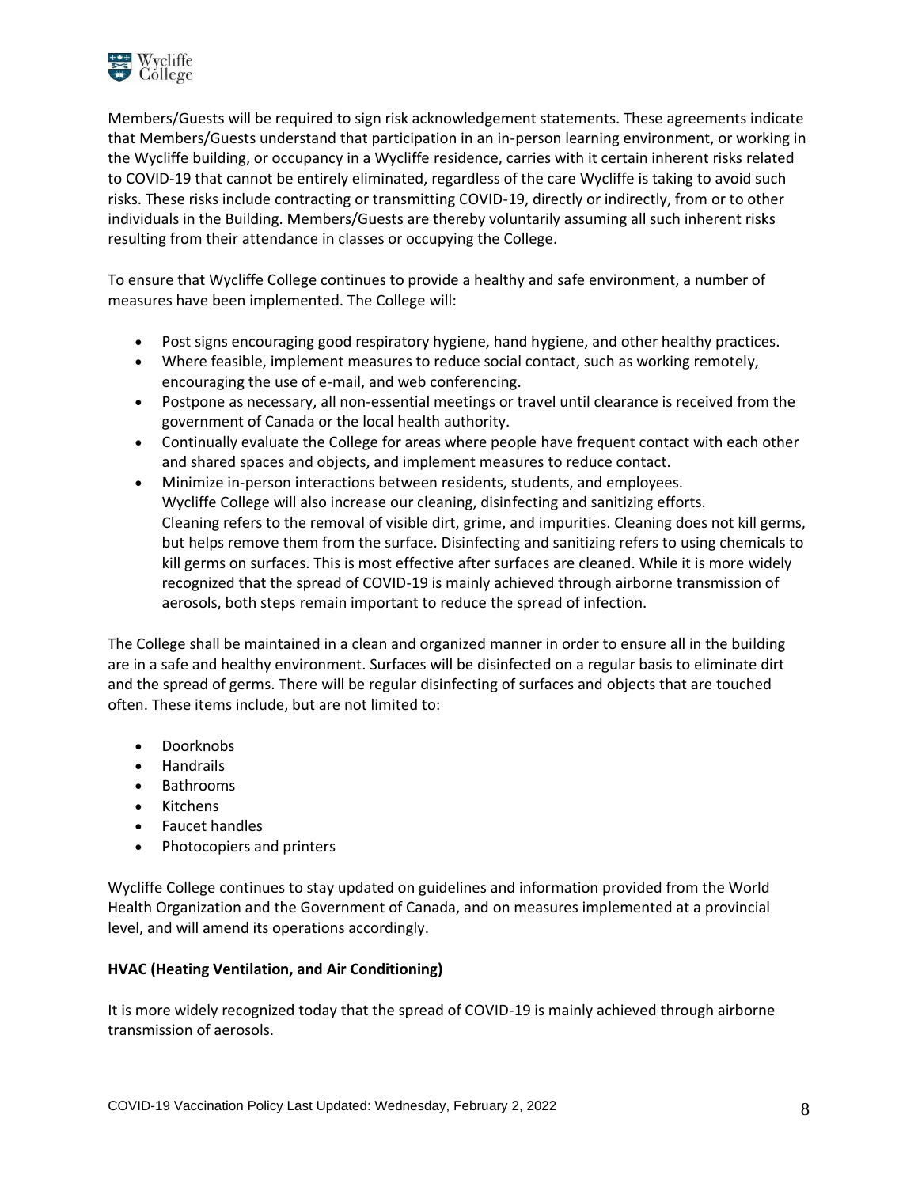Members/Guests will be required to sign risk acknowledgement statements. These agreements indicate that Members/Guests understand that participation in an in-person learning environment, or working in the Wycliffe building, or occupancy in a Wycliffe residence, carries with it certain inherent risks related to COVID-19 that cannot be entirely eliminated, regardless of the care Wycliffe is taking to avoid such risks. These risks include contracting or transmitting COVID-19, directly or indirectly, from or to other individuals in the Building. Members/Guests are thereby voluntarily assuming all such inherent risks resulting from their attendance in classes or occupying the College.

To ensure that Wycliffe College continues to provide a healthy and safe environment, a number of measures have been implemented. The College will:

- Post signs encouraging good respiratory hygiene, hand hygiene, and other healthy practices.
- Where feasible, implement measures to reduce social contact, such as working remotely, encouraging the use of e-mail, and web conferencing.
- Postpone as necessary, all non-essential meetings or travel until clearance is received from the government of Canada or the local health authority.
- Continually evaluate the College for areas where people have frequent contact with each other and shared spaces and objects, and implement measures to reduce contact.
- Minimize in-person interactions between residents, students, and employees.
  Wycliffe College will also increase our cleaning, disinfecting and sanitizing efforts.
  Cleaning refers to the removal of visible dirt, grime, and impurities. Cleaning does not kill germs, but helps remove them from the surface. Disinfecting and sanitizing refers to using chemicals to kill germs on surfaces. This is most effective after surfaces are cleaned. While it is more widely recognized that the spread of COVID-19 is mainly achieved through airborne transmission of aerosols, both steps remain important to reduce the spread of infection.

The College shall be maintained in a clean and organized manner in order to ensure all in the building are in a safe and healthy environment. Surfaces will be disinfected on a regular basis to eliminate dirt and the spread of germs. There will be regular disinfecting of surfaces and objects that are touched often. These items include, but are not limited to:

- Doorknobs
- Handrails
- Bathrooms
- Kitchens
- Faucet handles
- Photocopiers and printers

Wycliffe College continues to stay updated on guidelines and information provided from the World Health Organization and the Government of Canada, and on measures implemented at a provincial level, and will amend its operations accordingly.

**HVAC (Heating Ventilation, and Air Conditioning)**

It is more widely recognized today that the spread of COVID-19 is mainly achieved through airborne transmission of aerosols.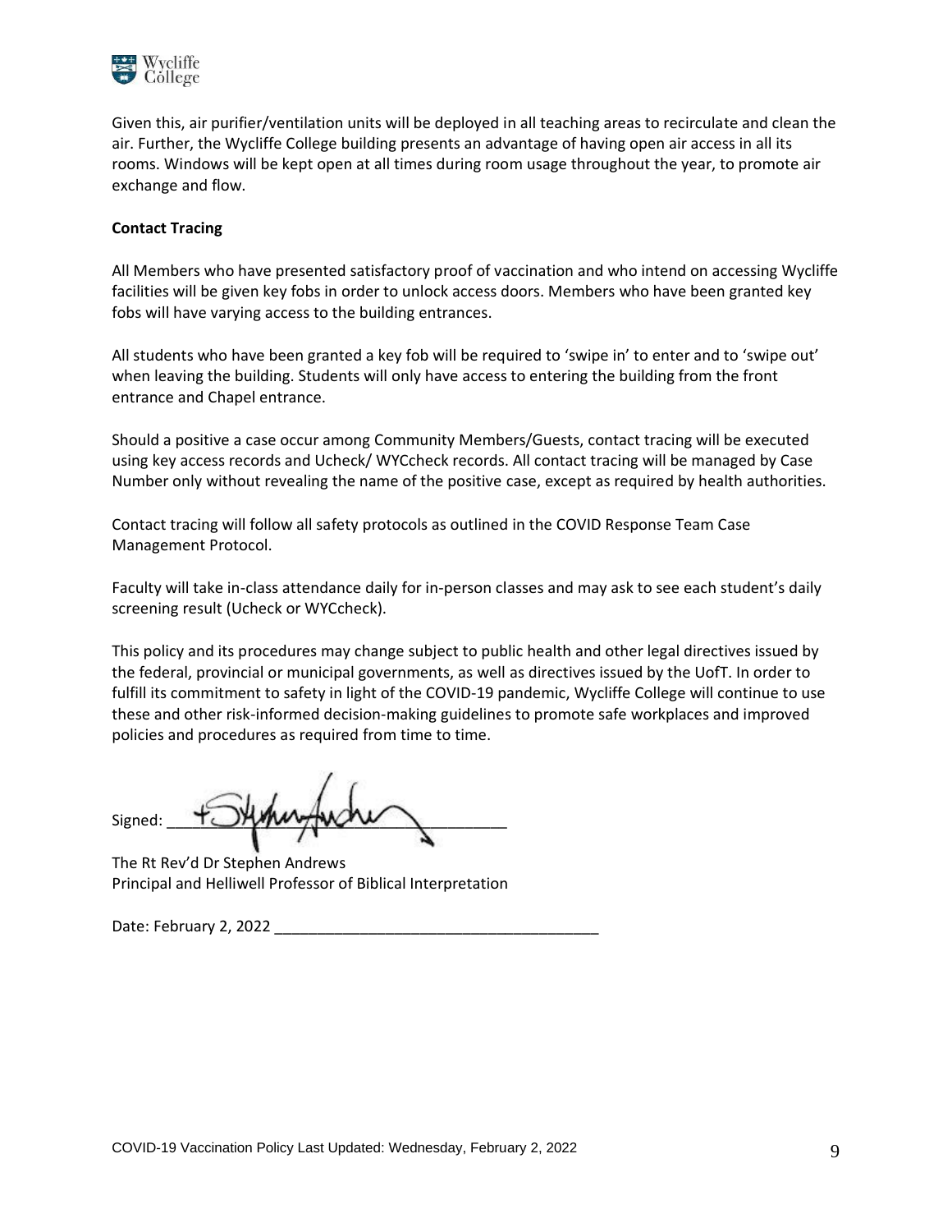Given this, air purifier/ventilation units will be deployed in all teaching areas to recirculate and clean the air. Further, the Wycliffe College building presents an advantage of having open air access in all its rooms. Windows will be kept open at all times during room usage throughout the year, to promote air exchange and flow.

**Contact Tracing**

All Members who have presented satisfactory proof of vaccination and who intend on accessing Wycliffe facilities will be given key fobs in order to unlock access doors. Members who have been granted key fobs will have varying access to the building entrances.

All students who have been granted a key fob will be required to 'swipe in' to enter and to 'swipe out' when leaving the building. Students will only have access to entering the building from the front entrance and Chapel entrance.

Should a positive a case occur among Community Members/Guests, contact tracing will be executed using key access records and Ucheck/ WYCcheck records. All contact tracing will be managed by Case Number only without revealing the name of the positive case, except as required by health authorities.

Contact tracing will follow all safety protocols as outlined in the COVID Response Team Case Management Protocol.

Faculty will take in-class attendance daily for in-person classes and may ask to see each student's daily screening result (Ucheck or WYCcheck).

This policy and its procedures may change subject to public health and other legal directives issued by the federal, provincial or municipal governments, as well as directives issued by the UofT. In order to fulfill its commitment to safety in light of the COVID-19 pandemic, Wycliffe College will continue to use these and other risk-informed decision-making guidelines to promote safe workplaces and improved policies and procedures as required from time to time.

Signed: ______________________________

The Rt Rev'd Dr Stephen Andrews
Principal and Helliwell Professor of Biblical Interpretation

Date: February 2, 2022 ______________________________